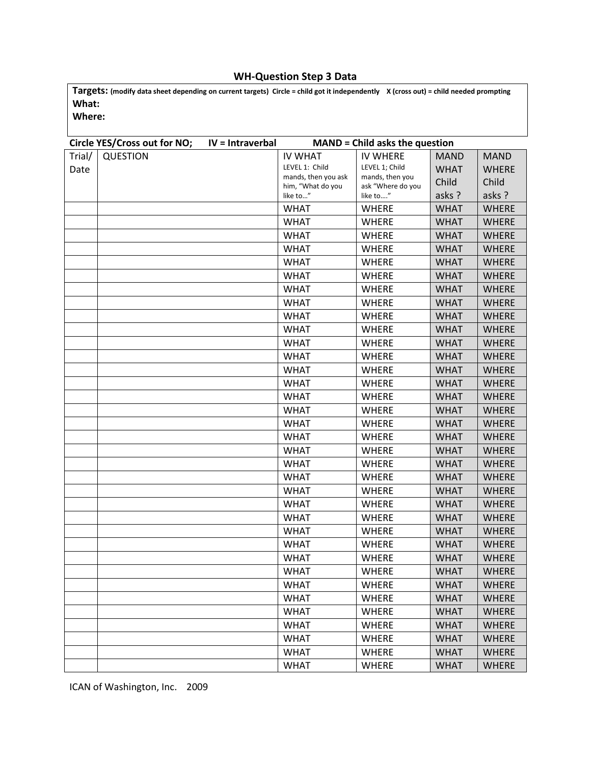# WH-Question Step 3 Data

**Targets:** **(modify data sheet depending on current targets) Circle = child got it independently X (cross out) = child needed prompting**

**What:**

**Where:**

**Circle YES/Cross out for NO; IV = Intraverbal MAND = Child asks the question**

| Trial/ Date | QUESTION | IV WHAT LEVEL 1: Child mands, then you ask him, "What do you like to…" | IV WHERE LEVEL 1; Child mands, then you ask "Where do you like to…." | MAND WHAT Child asks ? | MAND WHERE Child asks ? |
|---|---|---|---|---|---|
| | | WHAT | WHERE | WHAT | WHERE |
| | | WHAT | WHERE | WHAT | WHERE |
| | | WHAT | WHERE | WHAT | WHERE |
| | | WHAT | WHERE | WHAT | WHERE |
| | | WHAT | WHERE | WHAT | WHERE |
| | | WHAT | WHERE | WHAT | WHERE |
| | | WHAT | WHERE | WHAT | WHERE |
| | | WHAT | WHERE | WHAT | WHERE |
| | | WHAT | WHERE | WHAT | WHERE |
| | | WHAT | WHERE | WHAT | WHERE |
| | | WHAT | WHERE | WHAT | WHERE |
| | | WHAT | WHERE | WHAT | WHERE |
| | | WHAT | WHERE | WHAT | WHERE |
| | | WHAT | WHERE | WHAT | WHERE |
| | | WHAT | WHERE | WHAT | WHERE |
| | | WHAT | WHERE | WHAT | WHERE |
| | | WHAT | WHERE | WHAT | WHERE |
| | | WHAT | WHERE | WHAT | WHERE |
| | | WHAT | WHERE | WHAT | WHERE |
| | | WHAT | WHERE | WHAT | WHERE |
| | | WHAT | WHERE | WHAT | WHERE |
| | | WHAT | WHERE | WHAT | WHERE |
| | | WHAT | WHERE | WHAT | WHERE |
| | | WHAT | WHERE | WHAT | WHERE |
| | | WHAT | WHERE | WHAT | WHERE |
| | | WHAT | WHERE | WHAT | WHERE |
| | | WHAT | WHERE | WHAT | WHERE |
| | | WHAT | WHERE | WHAT | WHERE |
| | | WHAT | WHERE | WHAT | WHERE |
| | | WHAT | WHERE | WHAT | WHERE |
| | | WHAT | WHERE | WHAT | WHERE |
| | | WHAT | WHERE | WHAT | WHERE |
| | | WHAT | WHERE | WHAT | WHERE |
| | | WHAT | WHERE | WHAT | WHERE |
| | | WHAT | WHERE | WHAT | WHERE |

ICAN of Washington, Inc. 2009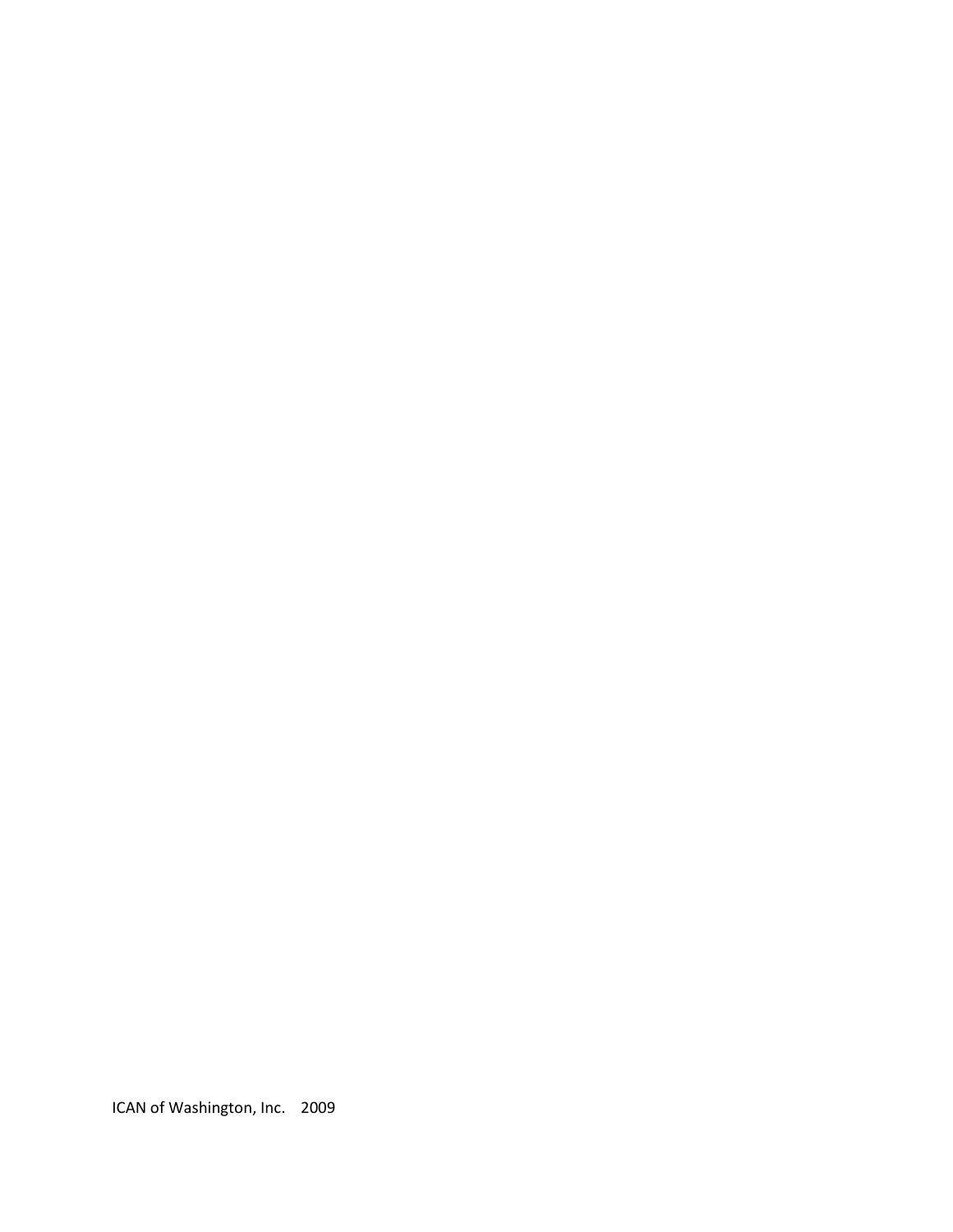ICAN of Washington, Inc. 2009